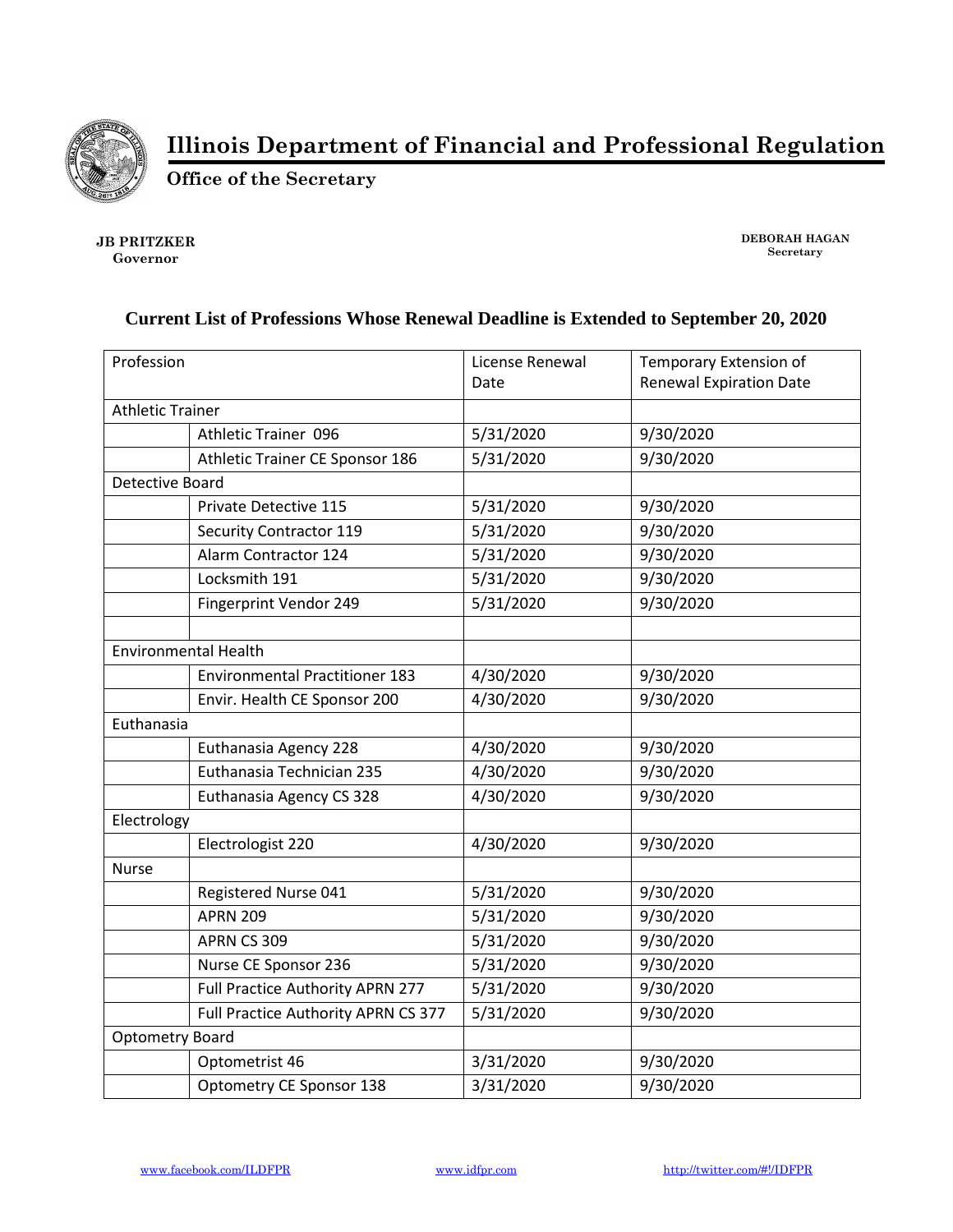# Illinois Department of Financial and Professional Regulation

## Office of the Secretary

**JB PRITZKER**
Governor

**DEBORAH HAGAN**
Secretary

### Current List of Professions Whose Renewal Deadline is Extended to September 20, 2020

| Profession | | License Renewal Date | Temporary Extension of Renewal Expiration Date |
|---|---|---|---|
| Athletic Trainer | | | |
| | Athletic Trainer 096 | 5/31/2020 | 9/30/2020 |
| | Athletic Trainer CE Sponsor 186 | 5/31/2020 | 9/30/2020 |
| Detective Board | | | |
| | Private Detective 115 | 5/31/2020 | 9/30/2020 |
| | Security Contractor 119 | 5/31/2020 | 9/30/2020 |
| | Alarm Contractor 124 | 5/31/2020 | 9/30/2020 |
| | Locksmith 191 | 5/31/2020 | 9/30/2020 |
| | Fingerprint Vendor 249 | 5/31/2020 | 9/30/2020 |
| | | | |
| Environmental Health | | | |
| | Environmental Practitioner 183 | 4/30/2020 | 9/30/2020 |
| | Envir. Health CE Sponsor 200 | 4/30/2020 | 9/30/2020 |
| Euthanasia | | | |
| | Euthanasia Agency 228 | 4/30/2020 | 9/30/2020 |
| | Euthanasia Technician 235 | 4/30/2020 | 9/30/2020 |
| | Euthanasia Agency CS 328 | 4/30/2020 | 9/30/2020 |
| Electrology | | | |
| | Electrologist 220 | 4/30/2020 | 9/30/2020 |
| Nurse | | | |
| | Registered Nurse 041 | 5/31/2020 | 9/30/2020 |
| | APRN 209 | 5/31/2020 | 9/30/2020 |
| | APRN CS 309 | 5/31/2020 | 9/30/2020 |
| | Nurse CE Sponsor 236 | 5/31/2020 | 9/30/2020 |
| | Full Practice Authority APRN 277 | 5/31/2020 | 9/30/2020 |
| | Full Practice Authority APRN CS 377 | 5/31/2020 | 9/30/2020 |
| Optometry Board | | | |
| | Optometrist 46 | 3/31/2020 | 9/30/2020 |
| | Optometry CE Sponsor 138 | 3/31/2020 | 9/30/2020 |

www.facebook.com/ILDFPR www.idfpr.com http://twitter.com/#!/IDFPR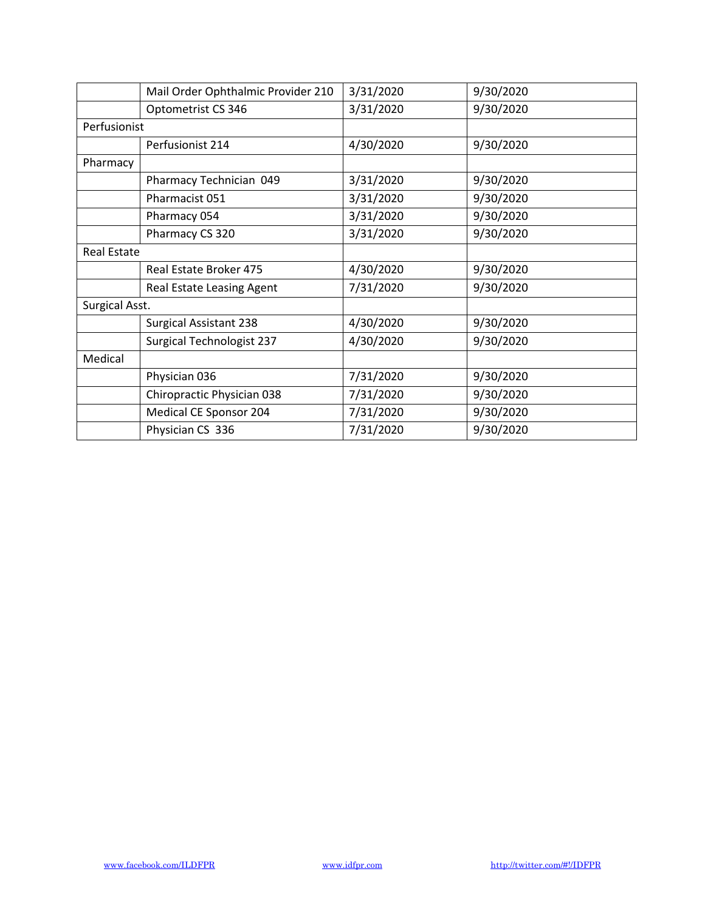| | | | |
|---|---|---|---|
| | Mail Order Ophthalmic Provider 210 | 3/31/2020 | 9/30/2020 |
| | Optometrist CS 346 | 3/31/2020 | 9/30/2020 |
| Perfusionist | | | |
| | Perfusionist 214 | 4/30/2020 | 9/30/2020 |
| Pharmacy | | | |
| | Pharmacy Technician 049 | 3/31/2020 | 9/30/2020 |
| | Pharmacist 051 | 3/31/2020 | 9/30/2020 |
| | Pharmacy 054 | 3/31/2020 | 9/30/2020 |
| | Pharmacy CS 320 | 3/31/2020 | 9/30/2020 |
| Real Estate | | | |
| | Real Estate Broker 475 | 4/30/2020 | 9/30/2020 |
| | Real Estate Leasing Agent | 7/31/2020 | 9/30/2020 |
| Surgical Asst. | | | |
| | Surgical Assistant 238 | 4/30/2020 | 9/30/2020 |
| | Surgical Technologist 237 | 4/30/2020 | 9/30/2020 |
| Medical | | | |
| | Physician 036 | 7/31/2020 | 9/30/2020 |
| | Chiropractic Physician 038 | 7/31/2020 | 9/30/2020 |
| | Medical CE Sponsor 204 | 7/31/2020 | 9/30/2020 |
| | Physician CS 336 | 7/31/2020 | 9/30/2020 |

www.facebook.com/ILDFPR www.idfpr.com http://twitter.com/#!/IDFPR